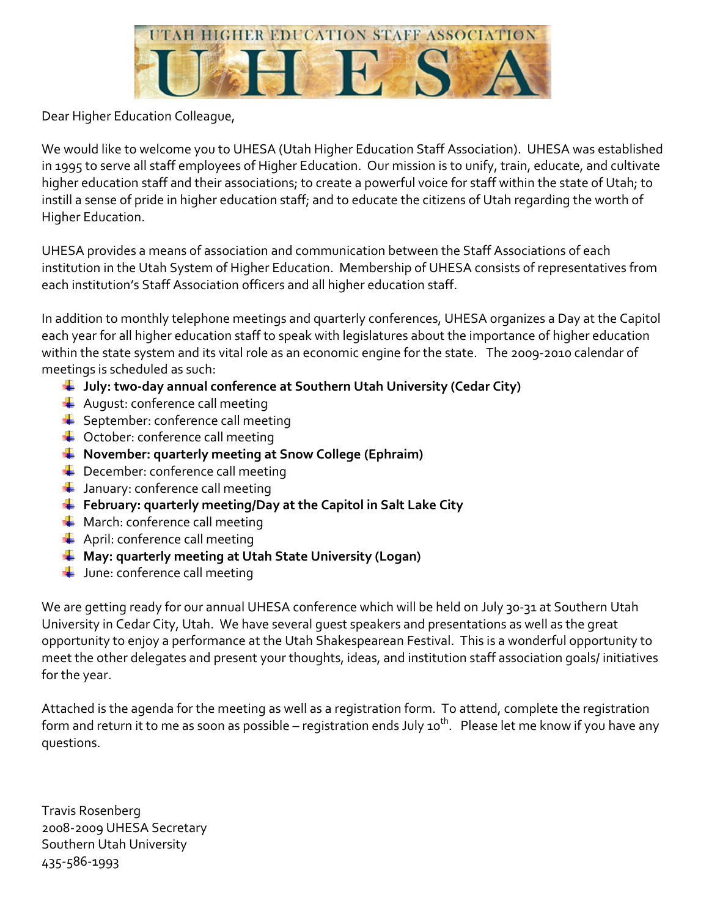# UTAH HIGHER EDUCATION STAFF ASSOCIATION

# UHESA

Dear Higher Education Colleague,

We would like to welcome you to UHESA (Utah Higher Education Staff Association). UHESA was established in 1995 to serve all staff employees of Higher Education. Our mission is to unify, train, educate, and cultivate higher education staff and their associations; to create a powerful voice for staff within the state of Utah; to instill a sense of pride in higher education staff; and to educate the citizens of Utah regarding the worth of Higher Education.

UHESA provides a means of association and communication between the Staff Associations of each institution in the Utah System of Higher Education. Membership of UHESA consists of representatives from each institution's Staff Association officers and all higher education staff.

In addition to monthly telephone meetings and quarterly conferences, UHESA organizes a Day at the Capitol each year for all higher education staff to speak with legislatures about the importance of higher education within the state system and its vital role as an economic engine for the state. The 2009-2010 calendar of meetings is scheduled as such:

- **July: two-day annual conference at Southern Utah University (Cedar City)**
- August: conference call meeting
- September: conference call meeting
- October: conference call meeting
- **November: quarterly meeting at Snow College (Ephraim)**
- December: conference call meeting
- January: conference call meeting
- **February: quarterly meeting/Day at the Capitol in Salt Lake City**
- March: conference call meeting
- April: conference call meeting
- **May: quarterly meeting at Utah State University (Logan)**
- June: conference call meeting

We are getting ready for our annual UHESA conference which will be held on July 30-31 at Southern Utah University in Cedar City, Utah. We have several guest speakers and presentations as well as the great opportunity to enjoy a performance at the Utah Shakespearean Festival. This is a wonderful opportunity to meet the other delegates and present your thoughts, ideas, and institution staff association goals/ initiatives for the year.

Attached is the agenda for the meeting as well as a registration form. To attend, complete the registration form and return it to me as soon as possible – registration ends July 10th. Please let me know if you have any questions.

Travis Rosenberg
2008-2009 UHESA Secretary
Southern Utah University
435-586-1993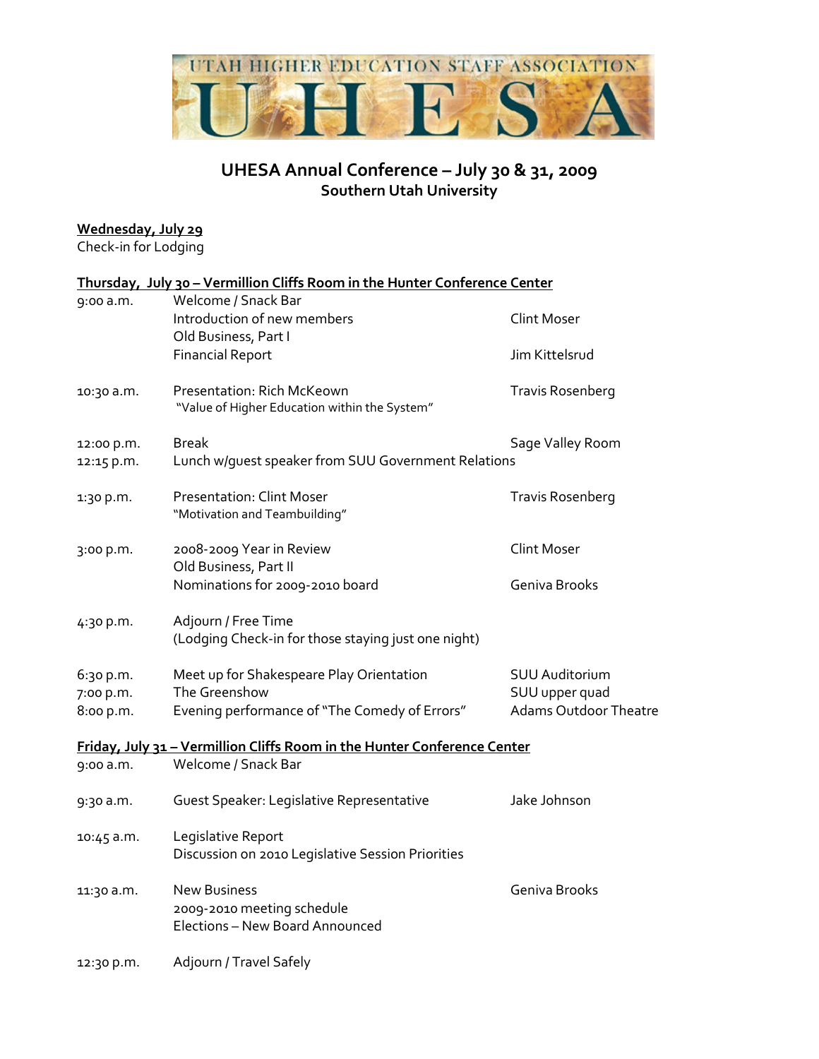UTAH HIGHER EDUCATION STAFF ASSOCIATION

# UHESA

## UHESA Annual Conference – July 30 & 31, 2009
### Southern Utah University

**Wednesday, July 29**

Check-in for Lodging

**Thursday, July 30 – Vermillion Cliffs Room in the Hunter Conference Center**

| Time | Event | |
|---|---|---|
| 9:00 a.m. | Welcome / Snack Bar | |
| | Introduction of new members | Clint Moser |
| | Old Business, Part I | |
| | Financial Report | Jim Kittelsrud |
| 10:30 a.m. | Presentation: Rich McKeown<br>"Value of Higher Education within the System" | Travis Rosenberg |
| 12:00 p.m. | Break | Sage Valley Room |
| 12:15 p.m. | Lunch w/guest speaker from SUU Government Relations | |
| 1:30 p.m. | Presentation: Clint Moser<br>"Motivation and Teambuilding" | Travis Rosenberg |
| 3:00 p.m. | 2008-2009 Year in Review | Clint Moser |
| | Old Business, Part II | |
| | Nominations for 2009-2010 board | Geniva Brooks |
| 4:30 p.m. | Adjourn / Free Time<br>(Lodging Check-in for those staying just one night) | |
| 6:30 p.m. | Meet up for Shakespeare Play Orientation | SUU Auditorium |
| 7:00 p.m. | The Greenshow | SUU upper quad |
| 8:00 p.m. | Evening performance of "The Comedy of Errors" | Adams Outdoor Theatre |

**Friday, July 31 – Vermillion Cliffs Room in the Hunter Conference Center**

| Time | Event | |
|---|---|---|
| 9:00 a.m. | Welcome / Snack Bar | |
| 9:30 a.m. | Guest Speaker: Legislative Representative | Jake Johnson |
| 10:45 a.m. | Legislative Report<br>Discussion on 2010 Legislative Session Priorities | |
| 11:30 a.m. | New Business | Geniva Brooks |
| | 2009-2010 meeting schedule | |
| | Elections – New Board Announced | |
| 12:30 p.m. | Adjourn / Travel Safely | |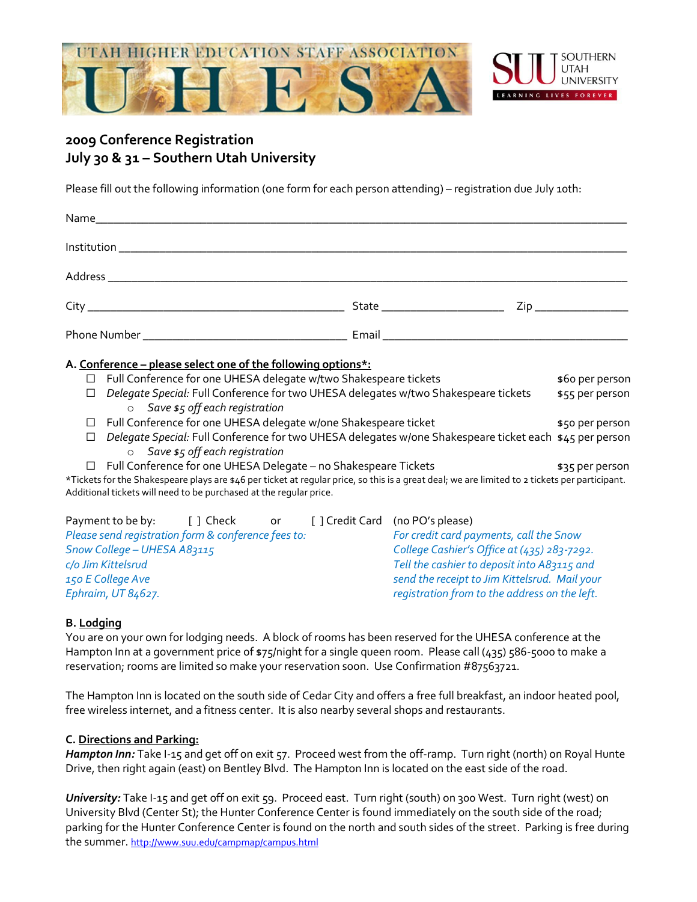UTAH HIGHER EDUCATION STAFF ASSOCIATION

UHESA

SUU SOUTHERN UTAH UNIVERSITY

LEARNING LIVES FOREVER

## 2009 Conference Registration
## July 30 & 31 – Southern Utah University

Please fill out the following information (one form for each person attending) – registration due July 10th:

Name_______________________________________________________________________________

Institution _________________________________________________________________________

Address ____________________________________________________________________________

City ________________________________________ State ___________________ Zip ______________

Phone Number _________________________________ Email _________________________________

**A. Conference – please select one of the following options*:**

- ☐ Full Conference for one UHESA delegate w/two Shakespeare tickets — $60 per person
- ☐ *Delegate Special:* Full Conference for two UHESA delegates w/two Shakespeare tickets — $55 per person
  - *Save $5 off each registration*
- ☐ Full Conference for one UHESA delegate w/one Shakespeare ticket — $50 per person
- ☐ *Delegate Special:* Full Conference for two UHESA delegates w/one Shakespeare ticket each — $45 per person
  - *Save $5 off each registration*
- ☐ Full Conference for one UHESA Delegate – no Shakespeare Tickets — $35 per person

*Tickets for the Shakespeare plays are $46 per ticket at regular price, so this is a great deal; we are limited to 2 tickets per participant. Additional tickets will need to be purchased at the regular price.

Payment to be by: [ ] Check or [ ] Credit Card (no PO's please)

*Please send registration form & conference fees to:*
*Snow College – UHESA A83115*
*c/o Jim Kittelsrud*
*150 E College Ave*
*Ephraim, UT 84627.*

*For credit card payments, call the Snow College Cashier's Office at (435) 283-7292. Tell the cashier to deposit into A83115 and send the receipt to Jim Kittelsrud. Mail your registration from to the address on the left.*

**B. Lodging**

You are on your own for lodging needs. A block of rooms has been reserved for the UHESA conference at the Hampton Inn at a government price of $75/night for a single queen room. Please call (435) 586-5000 to make a reservation; rooms are limited so make your reservation soon. Use Confirmation #87563721.

The Hampton Inn is located on the south side of Cedar City and offers a free full breakfast, an indoor heated pool, free wireless internet, and a fitness center. It is also nearby several shops and restaurants.

**C. Directions and Parking:**

***Hampton Inn:*** Take I-15 and get off on exit 57. Proceed west from the off-ramp. Turn right (north) on Royal Hunte Drive, then right again (east) on Bentley Blvd. The Hampton Inn is located on the east side of the road.

***University:*** Take I-15 and get off on exit 59. Proceed east. Turn right (south) on 300 West. Turn right (west) on University Blvd (Center St); the Hunter Conference Center is found immediately on the south side of the road; parking for the Hunter Conference Center is found on the north and south sides of the street. Parking is free during the summer. http://www.suu.edu/campmap/campus.html